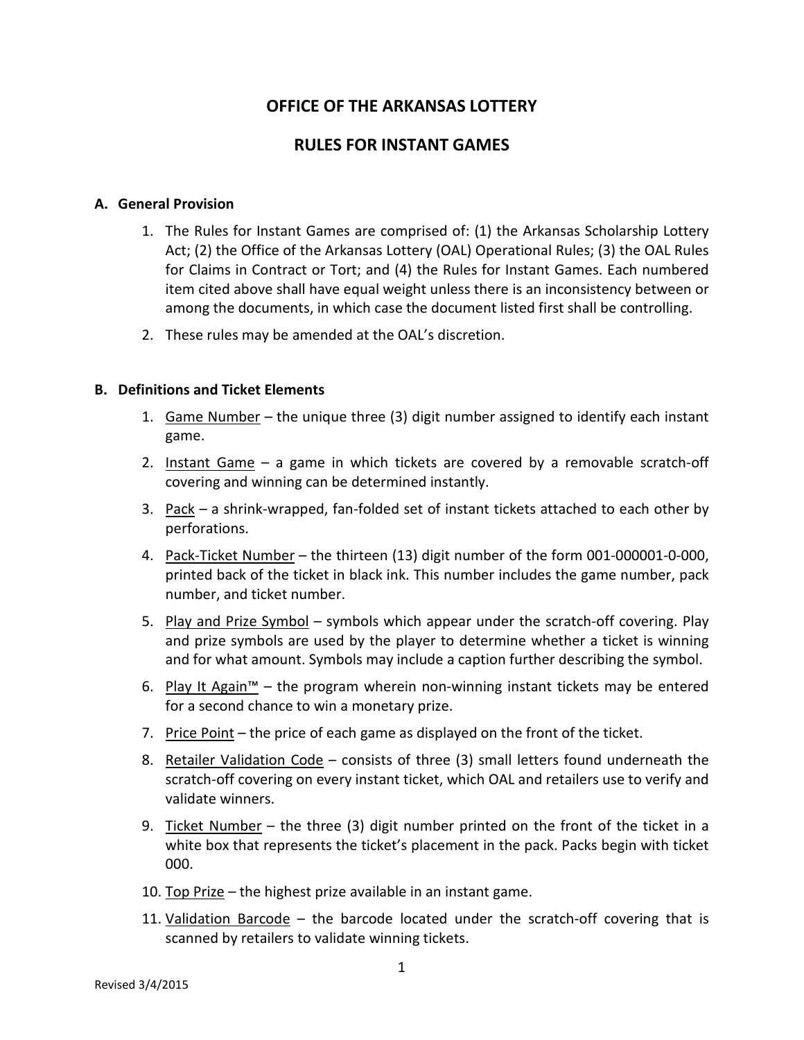# OFFICE OF THE ARKANSAS LOTTERY

# RULES FOR INSTANT GAMES

## A. General Provision

1. The Rules for Instant Games are comprised of: (1) the Arkansas Scholarship Lottery Act; (2) the Office of the Arkansas Lottery (OAL) Operational Rules; (3) the OAL Rules for Claims in Contract or Tort; and (4) the Rules for Instant Games. Each numbered item cited above shall have equal weight unless there is an inconsistency between or among the documents, in which case the document listed first shall be controlling.
2. These rules may be amended at the OAL's discretion.

## B. Definitions and Ticket Elements

1. Game Number – the unique three (3) digit number assigned to identify each instant game.
2. Instant Game – a game in which tickets are covered by a removable scratch-off covering and winning can be determined instantly.
3. Pack – a shrink-wrapped, fan-folded set of instant tickets attached to each other by perforations.
4. Pack-Ticket Number – the thirteen (13) digit number of the form 001-000001-0-000, printed back of the ticket in black ink. This number includes the game number, pack number, and ticket number.
5. Play and Prize Symbol – symbols which appear under the scratch-off covering. Play and prize symbols are used by the player to determine whether a ticket is winning and for what amount. Symbols may include a caption further describing the symbol.
6. Play It Again™ – the program wherein non-winning instant tickets may be entered for a second chance to win a monetary prize.
7. Price Point – the price of each game as displayed on the front of the ticket.
8. Retailer Validation Code – consists of three (3) small letters found underneath the scratch-off covering on every instant ticket, which OAL and retailers use to verify and validate winners.
9. Ticket Number – the three (3) digit number printed on the front of the ticket in a white box that represents the ticket's placement in the pack. Packs begin with ticket 000.
10. Top Prize – the highest prize available in an instant game.
11. Validation Barcode – the barcode located under the scratch-off covering that is scanned by retailers to validate winning tickets.

Revised 3/4/2015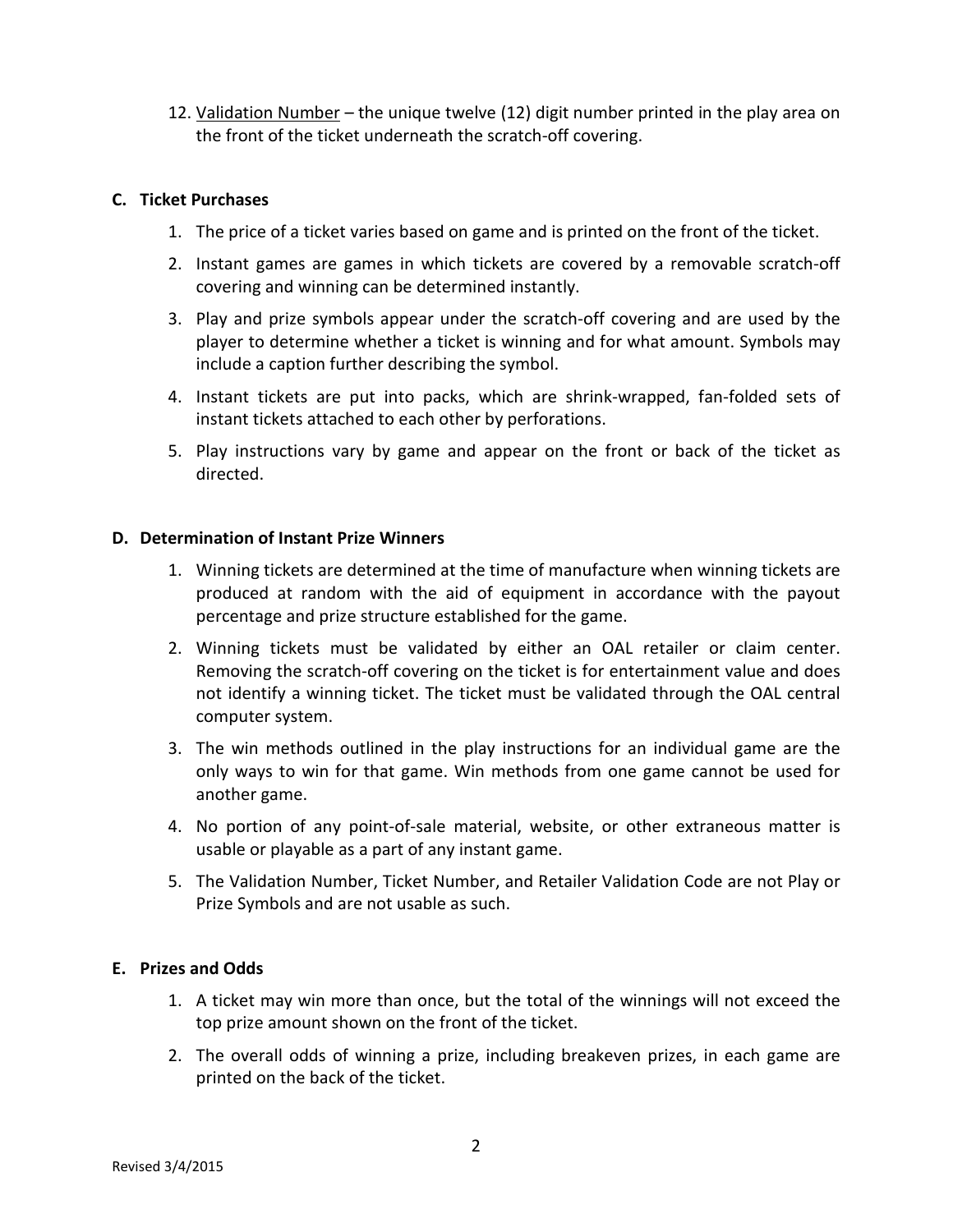12. <u>Validation Number</u> – the unique twelve (12) digit number printed in the play area on the front of the ticket underneath the scratch-off covering.

**C. Ticket Purchases**

1. The price of a ticket varies based on game and is printed on the front of the ticket.
2. Instant games are games in which tickets are covered by a removable scratch-off covering and winning can be determined instantly.
3. Play and prize symbols appear under the scratch-off covering and are used by the player to determine whether a ticket is winning and for what amount. Symbols may include a caption further describing the symbol.
4. Instant tickets are put into packs, which are shrink-wrapped, fan-folded sets of instant tickets attached to each other by perforations.
5. Play instructions vary by game and appear on the front or back of the ticket as directed.

**D. Determination of Instant Prize Winners**

1. Winning tickets are determined at the time of manufacture when winning tickets are produced at random with the aid of equipment in accordance with the payout percentage and prize structure established for the game.
2. Winning tickets must be validated by either an OAL retailer or claim center. Removing the scratch-off covering on the ticket is for entertainment value and does not identify a winning ticket. The ticket must be validated through the OAL central computer system.
3. The win methods outlined in the play instructions for an individual game are the only ways to win for that game. Win methods from one game cannot be used for another game.
4. No portion of any point-of-sale material, website, or other extraneous matter is usable or playable as a part of any instant game.
5. The Validation Number, Ticket Number, and Retailer Validation Code are not Play or Prize Symbols and are not usable as such.

**E. Prizes and Odds**

1. A ticket may win more than once, but the total of the winnings will not exceed the top prize amount shown on the front of the ticket.
2. The overall odds of winning a prize, including breakeven prizes, in each game are printed on the back of the ticket.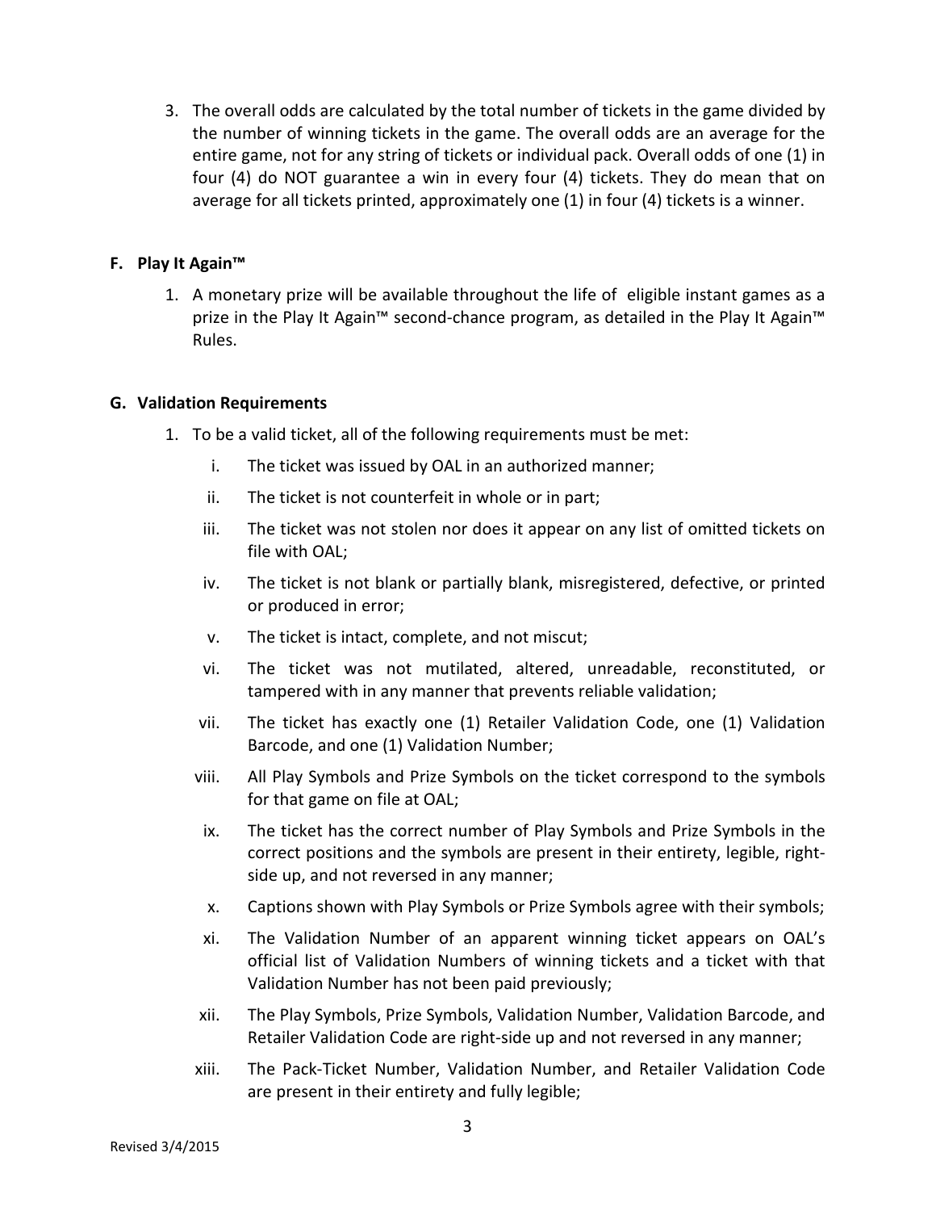3. The overall odds are calculated by the total number of tickets in the game divided by the number of winning tickets in the game. The overall odds are an average for the entire game, not for any string of tickets or individual pack. Overall odds of one (1) in four (4) do NOT guarantee a win in every four (4) tickets. They do mean that on average for all tickets printed, approximately one (1) in four (4) tickets is a winner.

### F. Play It Again™

1. A monetary prize will be available throughout the life of eligible instant games as a prize in the Play It Again™ second-chance program, as detailed in the Play It Again™ Rules.

### G. Validation Requirements

1. To be a valid ticket, all of the following requirements must be met:
   - i. The ticket was issued by OAL in an authorized manner;
   - ii. The ticket is not counterfeit in whole or in part;
   - iii. The ticket was not stolen nor does it appear on any list of omitted tickets on file with OAL;
   - iv. The ticket is not blank or partially blank, misregistered, defective, or printed or produced in error;
   - v. The ticket is intact, complete, and not miscut;
   - vi. The ticket was not mutilated, altered, unreadable, reconstituted, or tampered with in any manner that prevents reliable validation;
   - vii. The ticket has exactly one (1) Retailer Validation Code, one (1) Validation Barcode, and one (1) Validation Number;
   - viii. All Play Symbols and Prize Symbols on the ticket correspond to the symbols for that game on file at OAL;
   - ix. The ticket has the correct number of Play Symbols and Prize Symbols in the correct positions and the symbols are present in their entirety, legible, right-side up, and not reversed in any manner;
   - x. Captions shown with Play Symbols or Prize Symbols agree with their symbols;
   - xi. The Validation Number of an apparent winning ticket appears on OAL's official list of Validation Numbers of winning tickets and a ticket with that Validation Number has not been paid previously;
   - xii. The Play Symbols, Prize Symbols, Validation Number, Validation Barcode, and Retailer Validation Code are right-side up and not reversed in any manner;
   - xiii. The Pack-Ticket Number, Validation Number, and Retailer Validation Code are present in their entirety and fully legible;

Revised 3/4/2015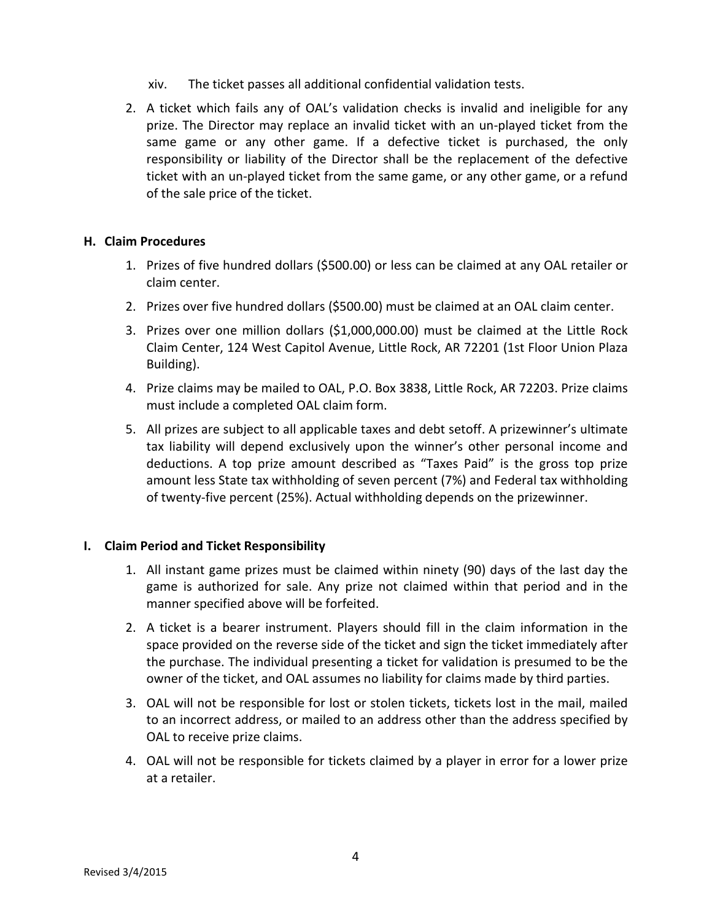xiv. The ticket passes all additional confidential validation tests.

2. A ticket which fails any of OAL's validation checks is invalid and ineligible for any prize. The Director may replace an invalid ticket with an un-played ticket from the same game or any other game. If a defective ticket is purchased, the only responsibility or liability of the Director shall be the replacement of the defective ticket with an un-played ticket from the same game, or any other game, or a refund of the sale price of the ticket.

**H. Claim Procedures**

1. Prizes of five hundred dollars ($500.00) or less can be claimed at any OAL retailer or claim center.
2. Prizes over five hundred dollars ($500.00) must be claimed at an OAL claim center.
3. Prizes over one million dollars ($1,000,000.00) must be claimed at the Little Rock Claim Center, 124 West Capitol Avenue, Little Rock, AR 72201 (1st Floor Union Plaza Building).
4. Prize claims may be mailed to OAL, P.O. Box 3838, Little Rock, AR 72203. Prize claims must include a completed OAL claim form.
5. All prizes are subject to all applicable taxes and debt setoff. A prizewinner's ultimate tax liability will depend exclusively upon the winner's other personal income and deductions. A top prize amount described as "Taxes Paid" is the gross top prize amount less State tax withholding of seven percent (7%) and Federal tax withholding of twenty-five percent (25%). Actual withholding depends on the prizewinner.

**I. Claim Period and Ticket Responsibility**

1. All instant game prizes must be claimed within ninety (90) days of the last day the game is authorized for sale. Any prize not claimed within that period and in the manner specified above will be forfeited.
2. A ticket is a bearer instrument. Players should fill in the claim information in the space provided on the reverse side of the ticket and sign the ticket immediately after the purchase. The individual presenting a ticket for validation is presumed to be the owner of the ticket, and OAL assumes no liability for claims made by third parties.
3. OAL will not be responsible for lost or stolen tickets, tickets lost in the mail, mailed to an incorrect address, or mailed to an address other than the address specified by OAL to receive prize claims.
4. OAL will not be responsible for tickets claimed by a player in error for a lower prize at a retailer.

Revised 3/4/2015